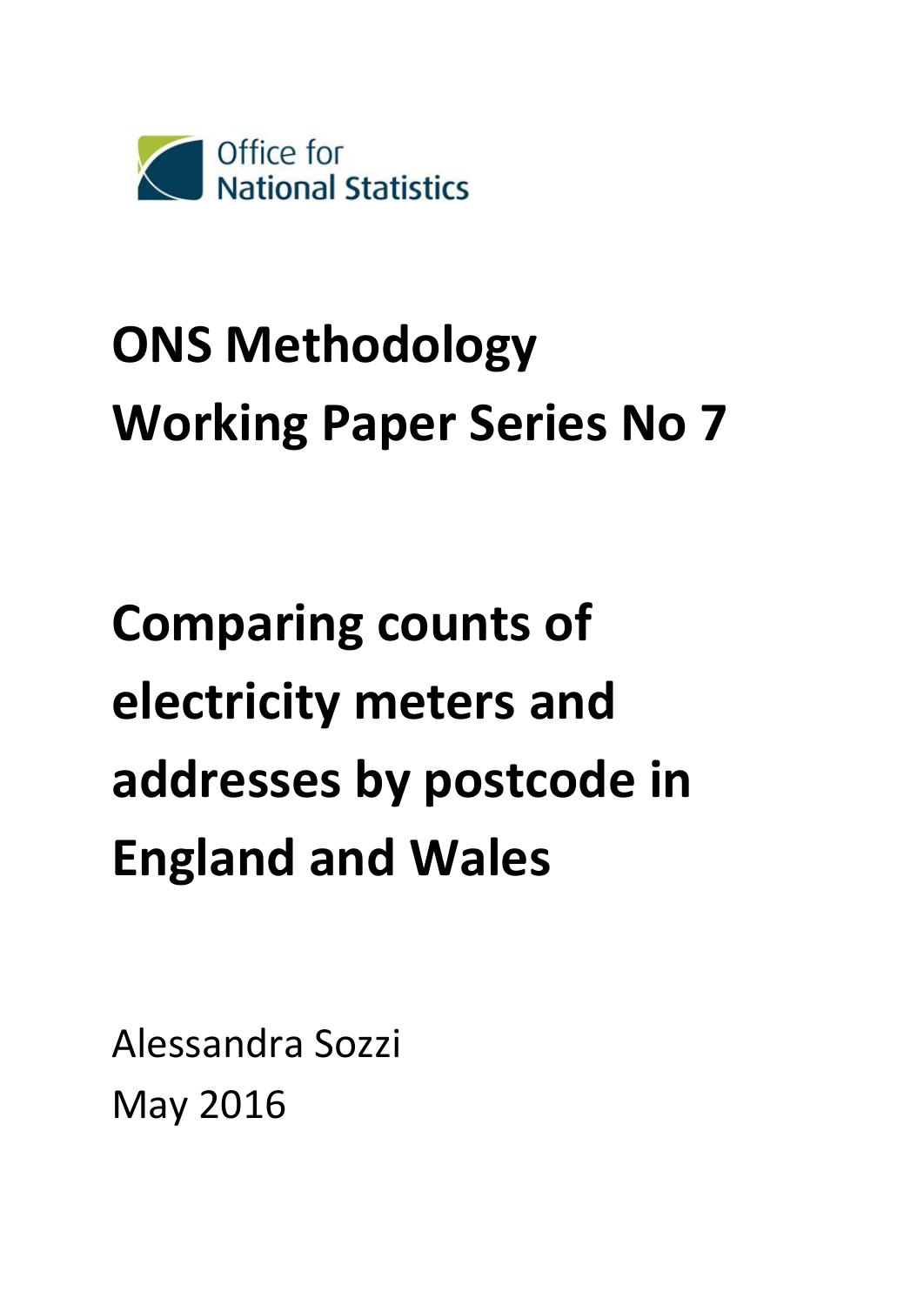Office for National Statistics

# ONS Methodology Working Paper Series No 7

# Comparing counts of electricity meters and addresses by postcode in England and Wales

Alessandra Sozzi

May 2016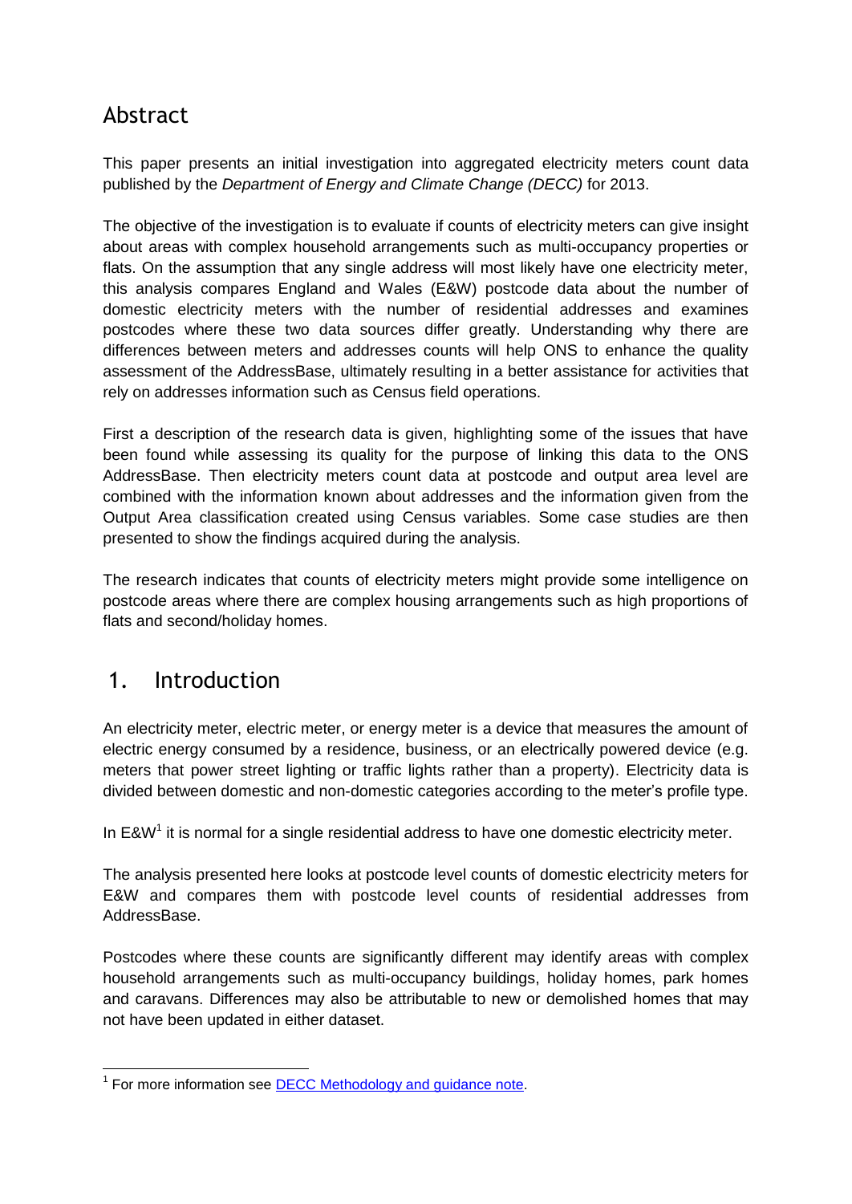## Abstract

This paper presents an initial investigation into aggregated electricity meters count data published by the *Department of Energy and Climate Change (DECC)* for 2013.

The objective of the investigation is to evaluate if counts of electricity meters can give insight about areas with complex household arrangements such as multi-occupancy properties or flats. On the assumption that any single address will most likely have one electricity meter, this analysis compares England and Wales (E&W) postcode data about the number of domestic electricity meters with the number of residential addresses and examines postcodes where these two data sources differ greatly. Understanding why there are differences between meters and addresses counts will help ONS to enhance the quality assessment of the AddressBase, ultimately resulting in a better assistance for activities that rely on addresses information such as Census field operations.

First a description of the research data is given, highlighting some of the issues that have been found while assessing its quality for the purpose of linking this data to the ONS AddressBase. Then electricity meters count data at postcode and output area level are combined with the information known about addresses and the information given from the Output Area classification created using Census variables. Some case studies are then presented to show the findings acquired during the analysis.

The research indicates that counts of electricity meters might provide some intelligence on postcode areas where there are complex housing arrangements such as high proportions of flats and second/holiday homes.

## 1. Introduction

An electricity meter, electric meter, or energy meter is a device that measures the amount of electric energy consumed by a residence, business, or an electrically powered device (e.g. meters that power street lighting or traffic lights rather than a property). Electricity data is divided between domestic and non-domestic categories according to the meter's profile type.

In E&W[1] it is normal for a single residential address to have one domestic electricity meter.

The analysis presented here looks at postcode level counts of domestic electricity meters for E&W and compares them with postcode level counts of residential addresses from AddressBase.

Postcodes where these counts are significantly different may identify areas with complex household arrangements such as multi-occupancy buildings, holiday homes, park homes and caravans. Differences may also be attributable to new or demolished homes that may not have been updated in either dataset.

[1] For more information see DECC Methodology and guidance note.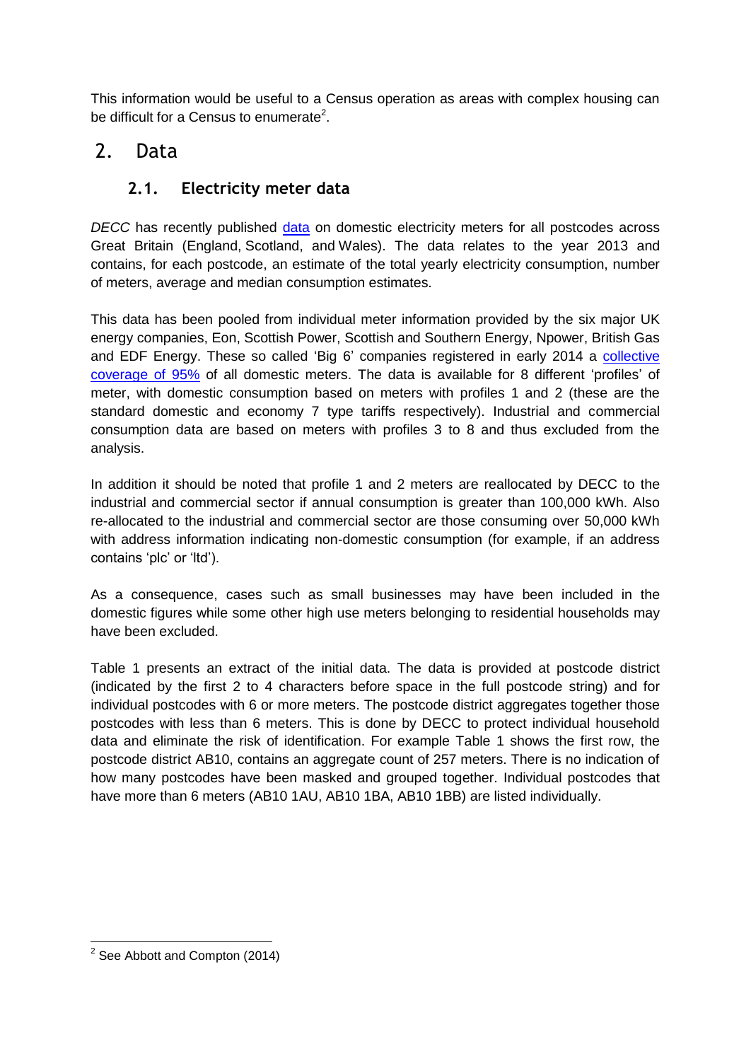This information would be useful to a Census operation as areas with complex housing can be difficult for a Census to enumerate[2].

## 2. Data

### 2.1. Electricity meter data

*DECC* has recently published data on domestic electricity meters for all postcodes across Great Britain (England, Scotland, and Wales). The data relates to the year 2013 and contains, for each postcode, an estimate of the total yearly electricity consumption, number of meters, average and median consumption estimates.

This data has been pooled from individual meter information provided by the six major UK energy companies, Eon, Scottish Power, Scottish and Southern Energy, Npower, British Gas and EDF Energy. These so called 'Big 6' companies registered in early 2014 a collective coverage of 95% of all domestic meters. The data is available for 8 different 'profiles' of meter, with domestic consumption based on meters with profiles 1 and 2 (these are the standard domestic and economy 7 type tariffs respectively). Industrial and commercial consumption data are based on meters with profiles 3 to 8 and thus excluded from the analysis.

In addition it should be noted that profile 1 and 2 meters are reallocated by DECC to the industrial and commercial sector if annual consumption is greater than 100,000 kWh. Also re-allocated to the industrial and commercial sector are those consuming over 50,000 kWh with address information indicating non-domestic consumption (for example, if an address contains 'plc' or 'ltd').

As a consequence, cases such as small businesses may have been included in the domestic figures while some other high use meters belonging to residential households may have been excluded.

Table 1 presents an extract of the initial data. The data is provided at postcode district (indicated by the first 2 to 4 characters before space in the full postcode string) and for individual postcodes with 6 or more meters. The postcode district aggregates together those postcodes with less than 6 meters. This is done by DECC to protect individual household data and eliminate the risk of identification. For example Table 1 shows the first row, the postcode district AB10, contains an aggregate count of 257 meters. There is no indication of how many postcodes have been masked and grouped together. Individual postcodes that have more than 6 meters (AB10 1AU, AB10 1BA, AB10 1BB) are listed individually.

---

[2] See Abbott and Compton (2014)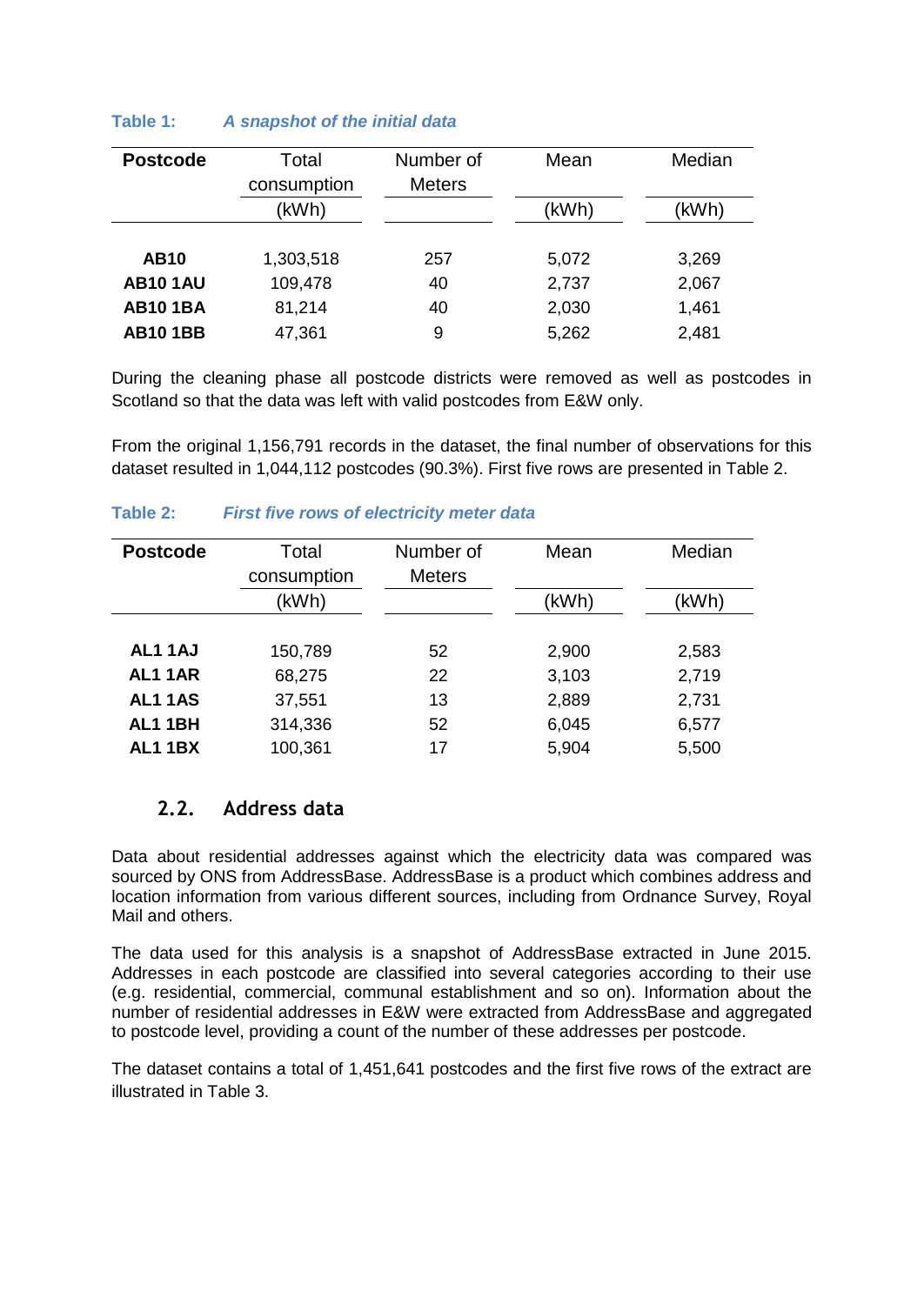**Table 1:** ***A snapshot of the initial data***

| **Postcode** | Total consumption (kWh) | Number of Meters | Mean (kWh) | Median (kWh) |
|---|---|---|---|---|
| **AB10** | 1,303,518 | 257 | 5,072 | 3,269 |
| **AB10 1AU** | 109,478 | 40 | 2,737 | 2,067 |
| **AB10 1BA** | 81,214 | 40 | 2,030 | 1,461 |
| **AB10 1BB** | 47,361 | 9 | 5,262 | 2,481 |

During the cleaning phase all postcode districts were removed as well as postcodes in Scotland so that the data was left with valid postcodes from E&W only.

From the original 1,156,791 records in the dataset, the final number of observations for this dataset resulted in 1,044,112 postcodes (90.3%). First five rows are presented in Table 2.

**Table 2:** ***First five rows of electricity meter data***

| **Postcode** | Total consumption (kWh) | Number of Meters | Mean (kWh) | Median (kWh) |
|---|---|---|---|---|
| **AL1 1AJ** | 150,789 | 52 | 2,900 | 2,583 |
| **AL1 1AR** | 68,275 | 22 | 3,103 | 2,719 |
| **AL1 1AS** | 37,551 | 13 | 2,889 | 2,731 |
| **AL1 1BH** | 314,336 | 52 | 6,045 | 6,577 |
| **AL1 1BX** | 100,361 | 17 | 5,904 | 5,500 |

### 2.2. Address data

Data about residential addresses against which the electricity data was compared was sourced by ONS from AddressBase. AddressBase is a product which combines address and location information from various different sources, including from Ordnance Survey, Royal Mail and others.

The data used for this analysis is a snapshot of AddressBase extracted in June 2015. Addresses in each postcode are classified into several categories according to their use (e.g. residential, commercial, communal establishment and so on). Information about the number of residential addresses in E&W were extracted from AddressBase and aggregated to postcode level, providing a count of the number of these addresses per postcode.

The dataset contains a total of 1,451,641 postcodes and the first five rows of the extract are illustrated in Table 3.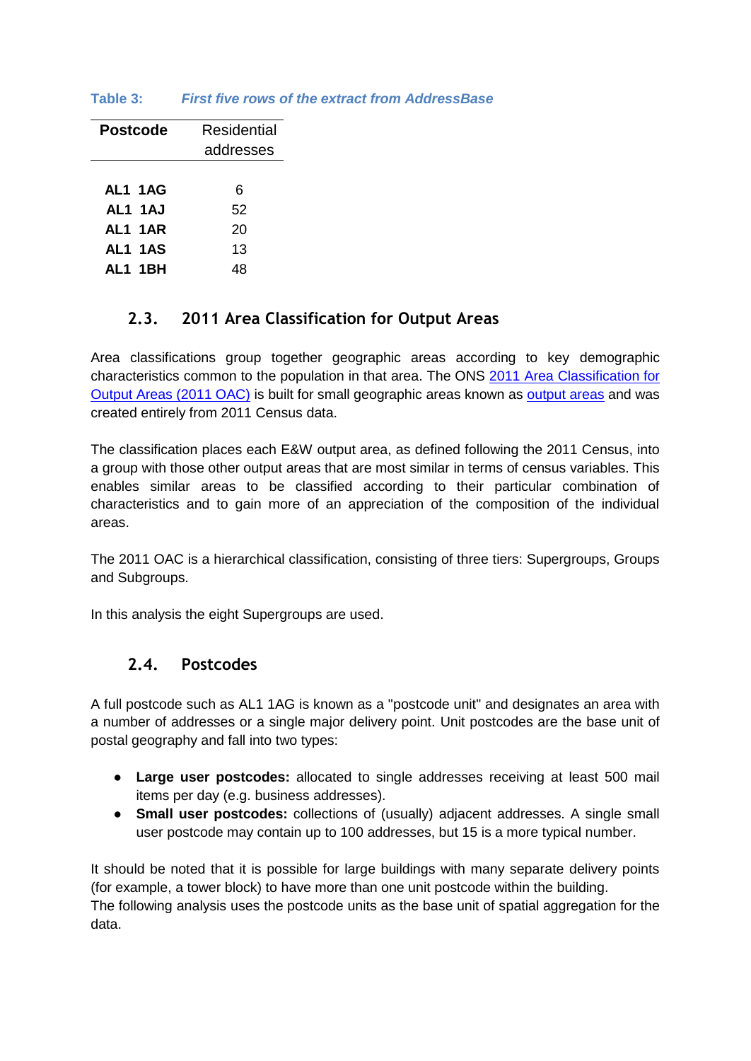**Table 3: *First five rows of the extract from AddressBase***

| Postcode | Residential addresses |
|---|---|
| **AL1 1AG** | 6 |
| **AL1 1AJ** | 52 |
| **AL1 1AR** | 20 |
| **AL1 1AS** | 13 |
| **AL1 1BH** | 48 |

### 2.3. 2011 Area Classification for Output Areas

Area classifications group together geographic areas according to key demographic characteristics common to the population in that area. The ONS [2011 Area Classification for Output Areas (2011 OAC)] is built for small geographic areas known as [output areas] and was created entirely from 2011 Census data.

The classification places each E&W output area, as defined following the 2011 Census, into a group with those other output areas that are most similar in terms of census variables. This enables similar areas to be classified according to their particular combination of characteristics and to gain more of an appreciation of the composition of the individual areas.

The 2011 OAC is a hierarchical classification, consisting of three tiers: Supergroups, Groups and Subgroups.

In this analysis the eight Supergroups are used.

### 2.4. Postcodes

A full postcode such as AL1 1AG is known as a "postcode unit" and designates an area with a number of addresses or a single major delivery point. Unit postcodes are the base unit of postal geography and fall into two types:

- **Large user postcodes:** allocated to single addresses receiving at least 500 mail items per day (e.g. business addresses).
- **Small user postcodes:** collections of (usually) adjacent addresses. A single small user postcode may contain up to 100 addresses, but 15 is a more typical number.

It should be noted that it is possible for large buildings with many separate delivery points (for example, a tower block) to have more than one unit postcode within the building.
The following analysis uses the postcode units as the base unit of spatial aggregation for the data.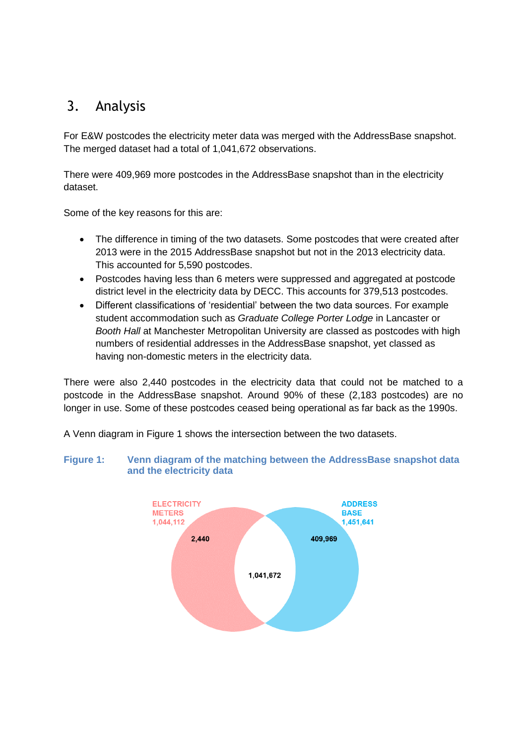## 3. Analysis

For E&W postcodes the electricity meter data was merged with the AddressBase snapshot. The merged dataset had a total of 1,041,672 observations.

There were 409,969 more postcodes in the AddressBase snapshot than in the electricity dataset.

Some of the key reasons for this are:

- The difference in timing of the two datasets. Some postcodes that were created after 2013 were in the 2015 AddressBase snapshot but not in the 2013 electricity data. This accounted for 5,590 postcodes.
- Postcodes having less than 6 meters were suppressed and aggregated at postcode district level in the electricity data by DECC. This accounts for 379,513 postcodes.
- Different classifications of 'residential' between the two data sources. For example student accommodation such as *Graduate College Porter Lodge* in Lancaster or *Booth Hall* at Manchester Metropolitan University are classed as postcodes with high numbers of residential addresses in the AddressBase snapshot, yet classed as having non-domestic meters in the electricity data.

There were also 2,440 postcodes in the electricity data that could not be matched to a postcode in the AddressBase snapshot. Around 90% of these (2,183 postcodes) are no longer in use. Some of these postcodes ceased being operational as far back as the 1990s.

A Venn diagram in Figure 1 shows the intersection between the two datasets.

**Figure 1: Venn diagram of the matching between the AddressBase snapshot data and the electricity data**

ELECTRICITY METERS 1,044,112

ADDRESS BASE 1,451,641

2,440

1,041,672

409,969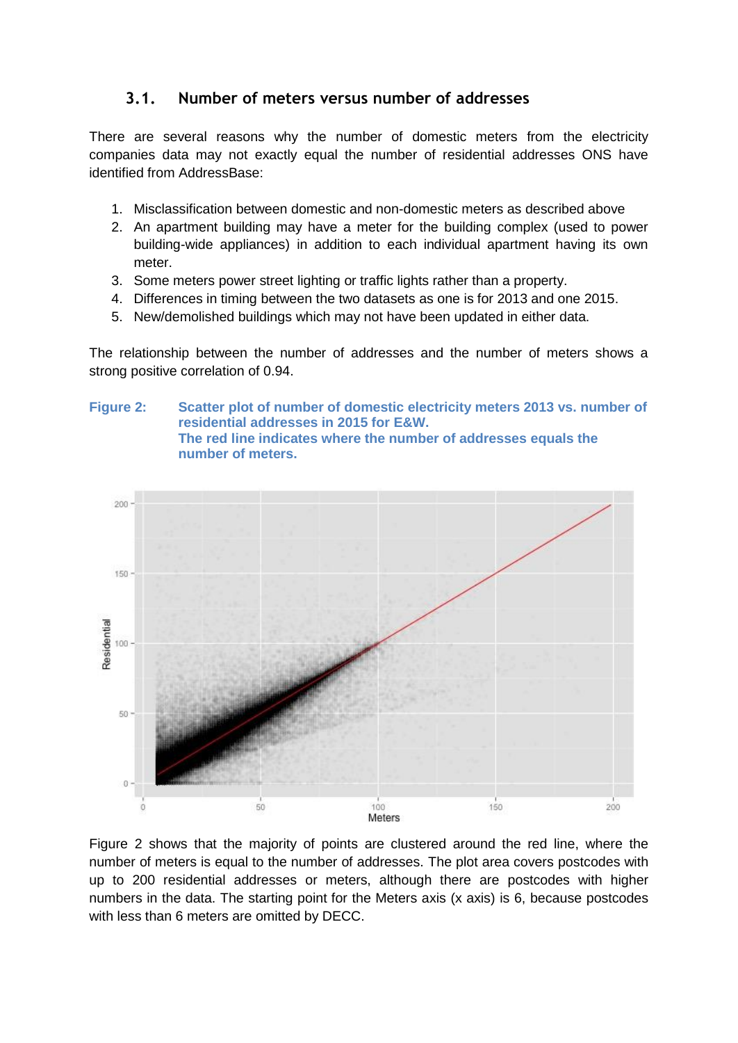### 3.1. Number of meters versus number of addresses

There are several reasons why the number of domestic meters from the electricity companies data may not exactly equal the number of residential addresses ONS have identified from AddressBase:

1. Misclassification between domestic and non-domestic meters as described above
2. An apartment building may have a meter for the building complex (used to power building-wide appliances) in addition to each individual apartment having its own meter.
3. Some meters power street lighting or traffic lights rather than a property.
4. Differences in timing between the two datasets as one is for 2013 and one 2015.
5. New/demolished buildings which may not have been updated in either data.

The relationship between the number of addresses and the number of meters shows a strong positive correlation of 0.94.

**Figure 2: Scatter plot of number of domestic electricity meters 2013 vs. number of residential addresses in 2015 for E&W. The red line indicates where the number of addresses equals the number of meters.**

Figure 2 shows that the majority of points are clustered around the red line, where the number of meters is equal to the number of addresses. The plot area covers postcodes with up to 200 residential addresses or meters, although there are postcodes with higher numbers in the data. The starting point for the Meters axis (x axis) is 6, because postcodes with less than 6 meters are omitted by DECC.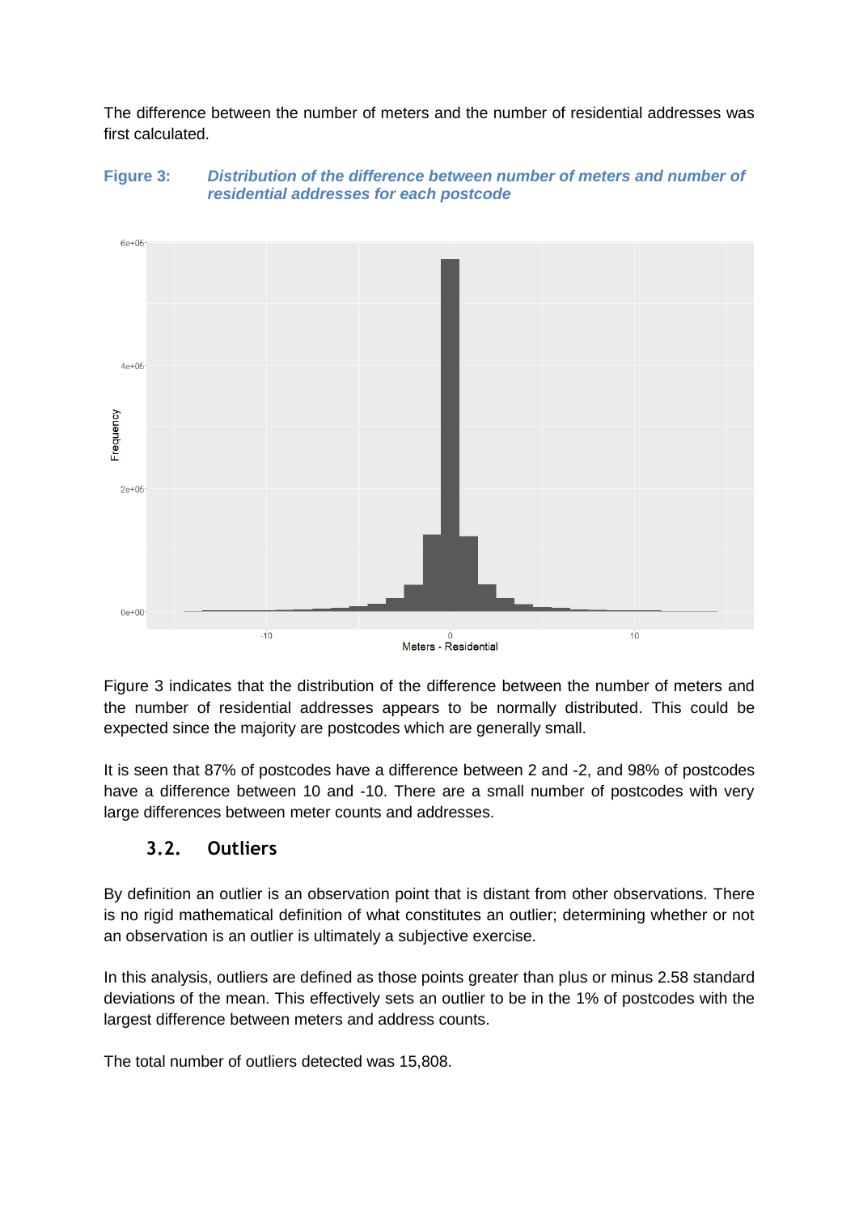The difference between the number of meters and the number of residential addresses was first calculated.

**Figure 3:** ***Distribution of the difference between number of meters and number of residential addresses for each postcode***

Figure 3 indicates that the distribution of the difference between the number of meters and the number of residential addresses appears to be normally distributed. This could be expected since the majority are postcodes which are generally small.

It is seen that 87% of postcodes have a difference between 2 and -2, and 98% of postcodes have a difference between 10 and -10. There are a small number of postcodes with very large differences between meter counts and addresses.

### 3.2. Outliers

By definition an outlier is an observation point that is distant from other observations. There is no rigid mathematical definition of what constitutes an outlier; determining whether or not an observation is an outlier is ultimately a subjective exercise.

In this analysis, outliers are defined as those points greater than plus or minus 2.58 standard deviations of the mean. This effectively sets an outlier to be in the 1% of postcodes with the largest difference between meters and address counts.

The total number of outliers detected was 15,808.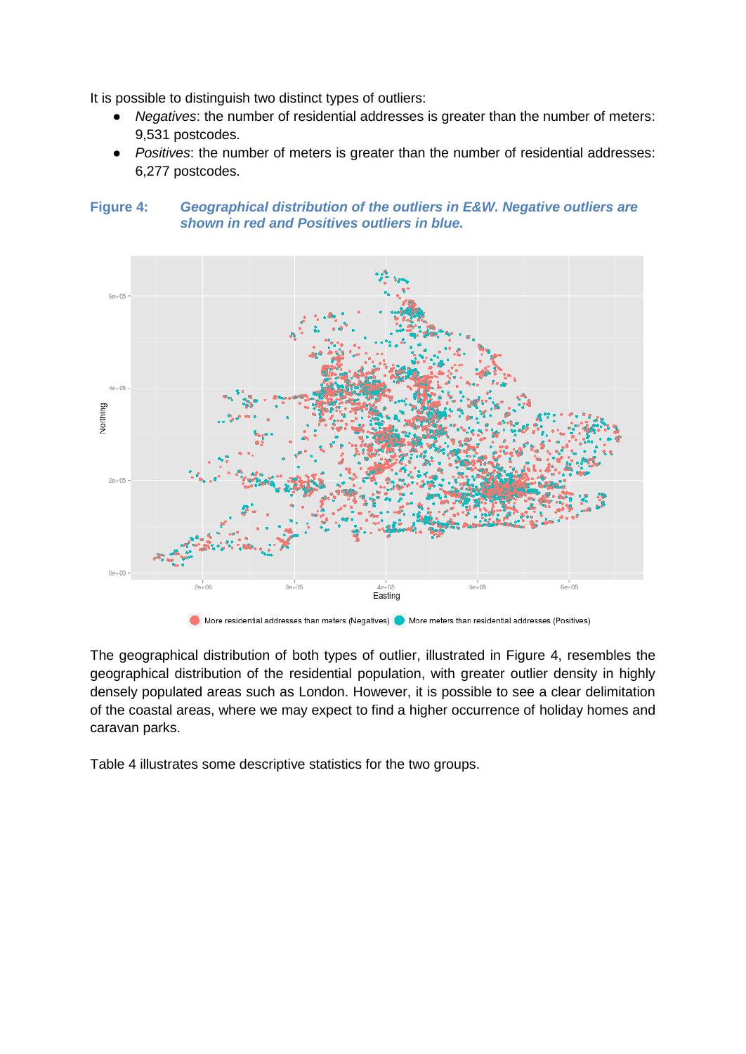It is possible to distinguish two distinct types of outliers:

- *Negatives*: the number of residential addresses is greater than the number of meters: 9,531 postcodes.
- *Positives*: the number of meters is greater than the number of residential addresses: 6,277 postcodes.

**Figure 4:** ***Geographical distribution of the outliers in E&W. Negative outliers are shown in red and Positives outliers in blue.***

The geographical distribution of both types of outlier, illustrated in Figure 4, resembles the geographical distribution of the residential population, with greater outlier density in highly densely populated areas such as London. However, it is possible to see a clear delimitation of the coastal areas, where we may expect to find a higher occurrence of holiday homes and caravan parks.

Table 4 illustrates some descriptive statistics for the two groups.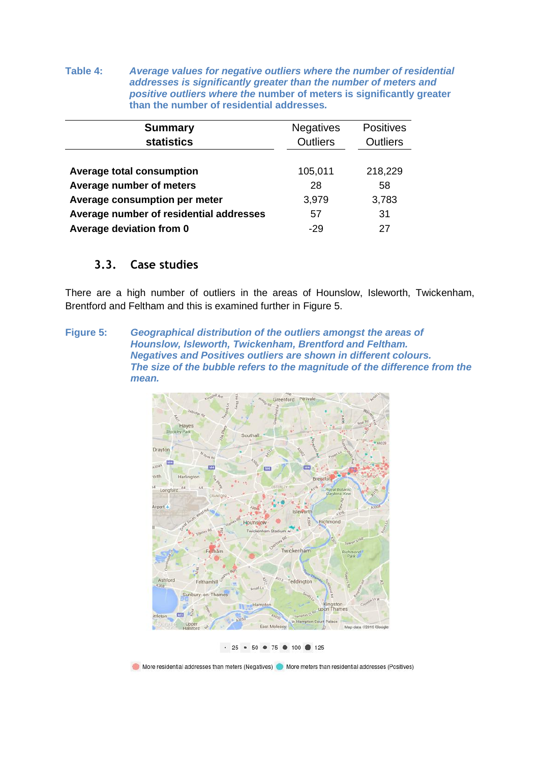**Table 4:** ***Average values for negative outliers where the number of residential addresses is significantly greater than the number of meters and positive outliers where the*** **number of meters is significantly greater than the number of residential addresses.**

| Summary statistics | Negatives Outliers | Positives Outliers |
|---|---|---|
| **Average total consumption** | 105,011 | 218,229 |
| **Average number of meters** | 28 | 58 |
| **Average consumption per meter** | 3,979 | 3,783 |
| **Average number of residential addresses** | 57 | 31 |
| **Average deviation from 0** | -29 | 27 |

### 3.3. Case studies

There are a high number of outliers in the areas of Hounslow, Isleworth, Twickenham, Brentford and Feltham and this is examined further in Figure 5.

**Figure 5:** ***Geographical distribution of the outliers amongst the areas of Hounslow, Isleworth, Twickenham, Brentford and Feltham. Negatives and Positives outliers are shown in different colours. The size of the bubble refers to the magnitude of the difference from the mean.***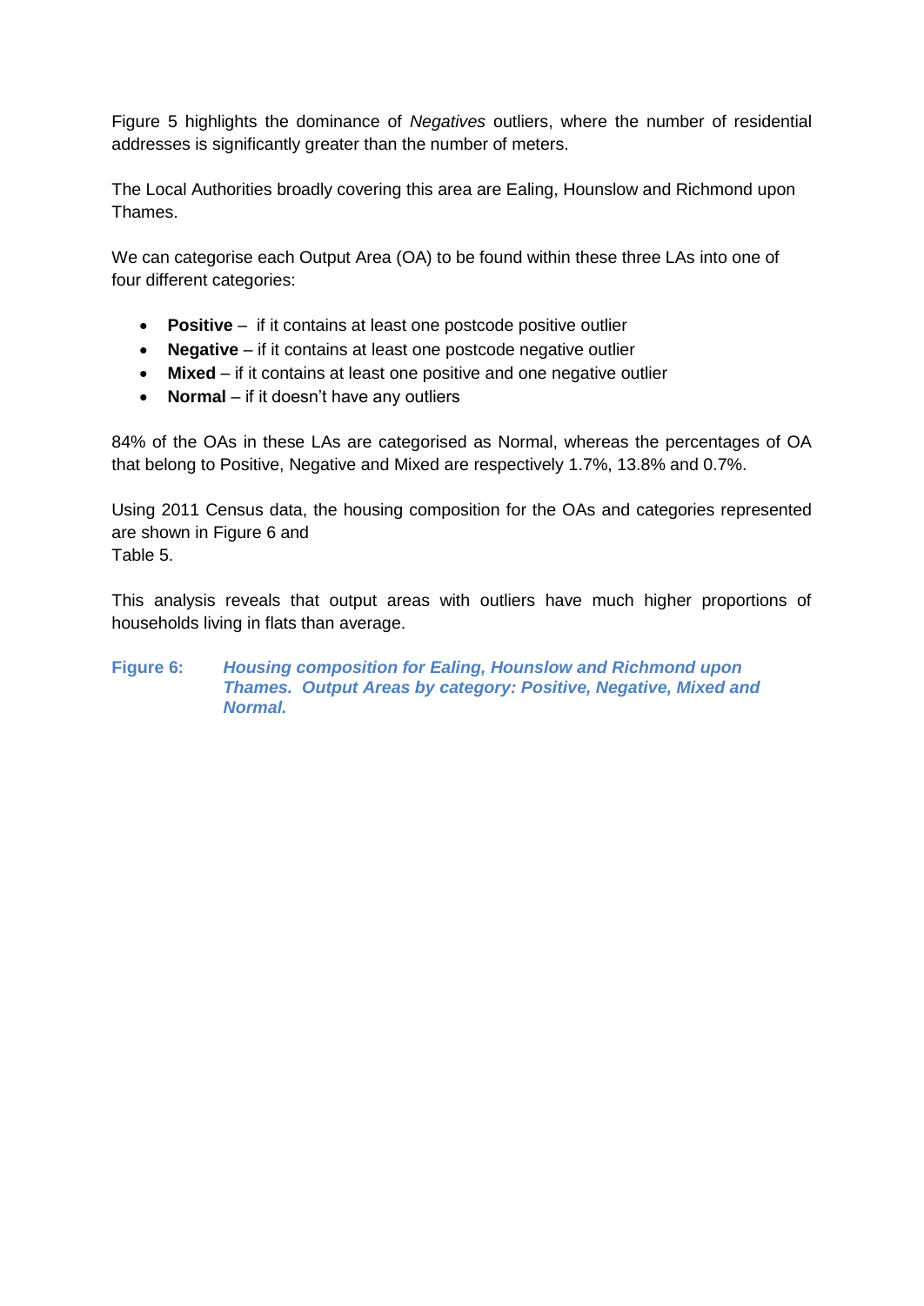Figure 5 highlights the dominance of *Negatives* outliers, where the number of residential addresses is significantly greater than the number of meters.

The Local Authorities broadly covering this area are Ealing, Hounslow and Richmond upon Thames.

We can categorise each Output Area (OA) to be found within these three LAs into one of four different categories:

- **Positive** – if it contains at least one postcode positive outlier
- **Negative** – if it contains at least one postcode negative outlier
- **Mixed** – if it contains at least one positive and one negative outlier
- **Normal** – if it doesn't have any outliers

84% of the OAs in these LAs are categorised as Normal, whereas the percentages of OA that belong to Positive, Negative and Mixed are respectively 1.7%, 13.8% and 0.7%.

Using 2011 Census data, the housing composition for the OAs and categories represented are shown in Figure 6 and
Table 5.

This analysis reveals that output areas with outliers have much higher proportions of households living in flats than average.

**Figure 6:** ***Housing composition for Ealing, Hounslow and Richmond upon Thames. Output Areas by category: Positive, Negative, Mixed and Normal.***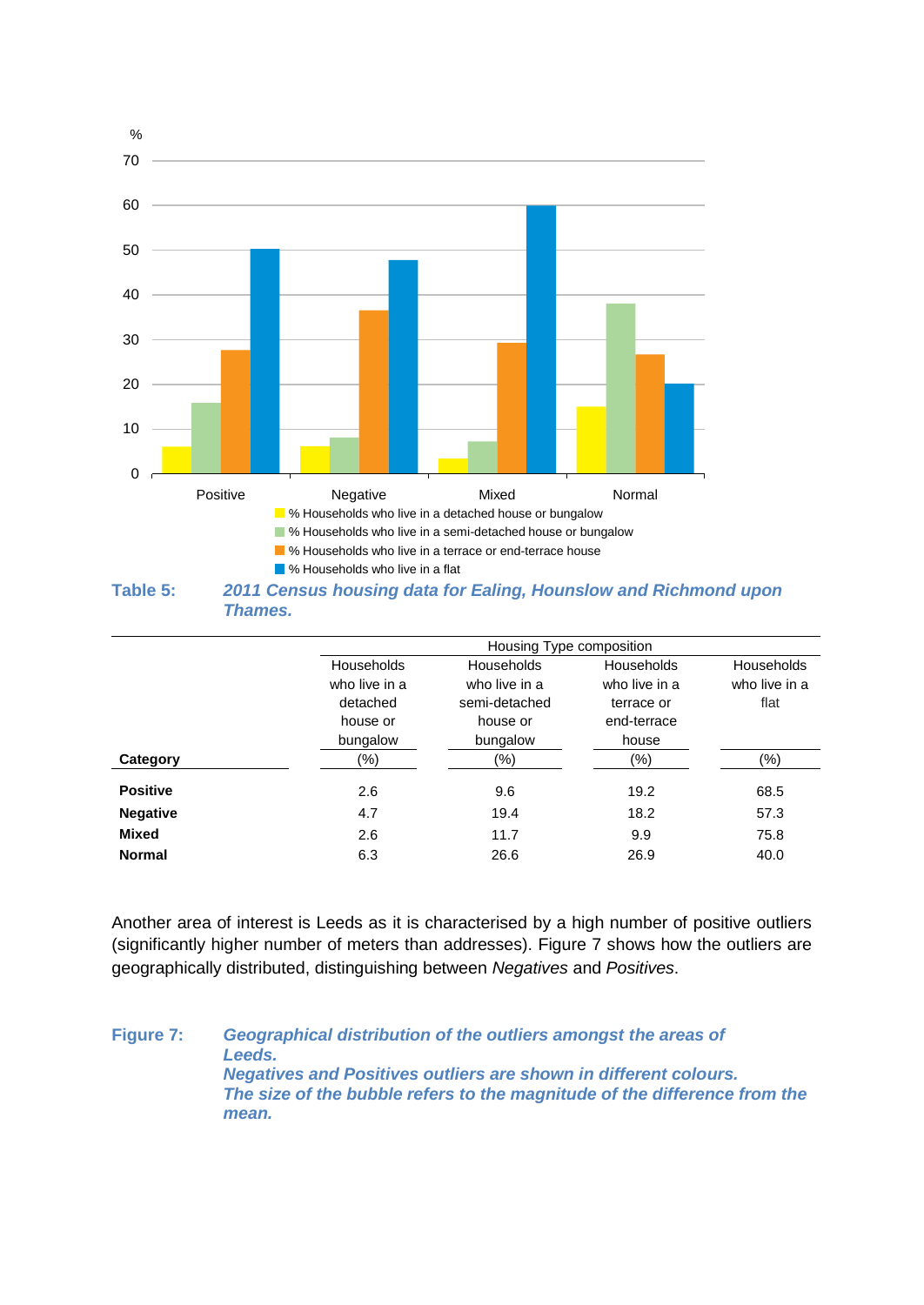%

70

60

50

40

30

20

10

0

Positive Negative Mixed Normal

% Households who live in a detached house or bungalow
% Households who live in a semi-detached house or bungalow
% Households who live in a terrace or end-terrace house
% Households who live in a flat

**Table 5:** ***2011 Census housing data for Ealing, Hounslow and Richmond upon Thames.***

| | Housing Type composition | | | |
|---|---|---|---|---|
| | Households who live in a detached house or bungalow | Households who live in a semi-detached house or bungalow | Households who live in a terrace or end-terrace house | Households who live in a flat |
| **Category** | (%) | (%) | (%) | (%) |
| **Positive** | 2.6 | 9.6 | 19.2 | 68.5 |
| **Negative** | 4.7 | 19.4 | 18.2 | 57.3 |
| **Mixed** | 2.6 | 11.7 | 9.9 | 75.8 |
| **Normal** | 6.3 | 26.6 | 26.9 | 40.0 |

Another area of interest is Leeds as it is characterised by a high number of positive outliers (significantly higher number of meters than addresses). Figure 7 shows how the outliers are geographically distributed, distinguishing between *Negatives* and *Positives*.

**Figure 7:** ***Geographical distribution of the outliers amongst the areas of Leeds.***
***Negatives and Positives outliers are shown in different colours.***
***The size of the bubble refers to the magnitude of the difference from the mean.***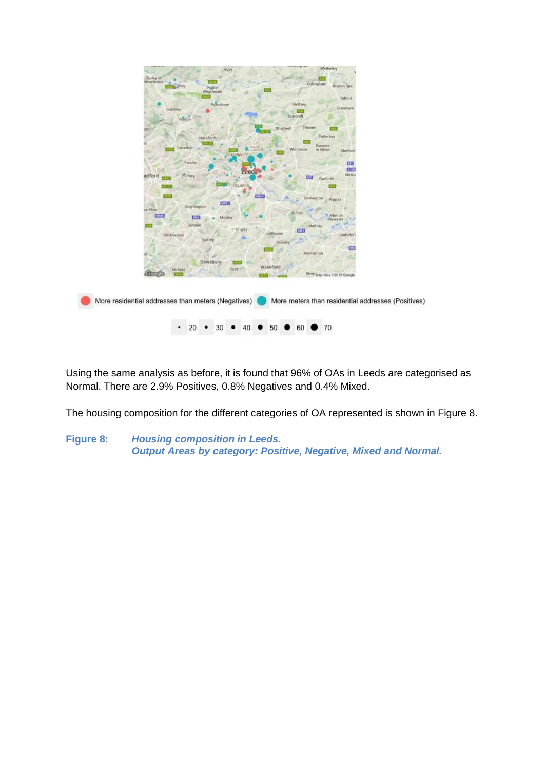More residential addresses than meters (Negatives) More meters than residential addresses (Positives)

20 30 40 50 60 70

Using the same analysis as before, it is found that 96% of OAs in Leeds are categorised as Normal. There are 2.9% Positives, 0.8% Negatives and 0.4% Mixed.

The housing composition for the different categories of OA represented is shown in Figure 8.

**Figure 8:** ***Housing composition in Leeds. Output Areas by category: Positive, Negative, Mixed and Normal.***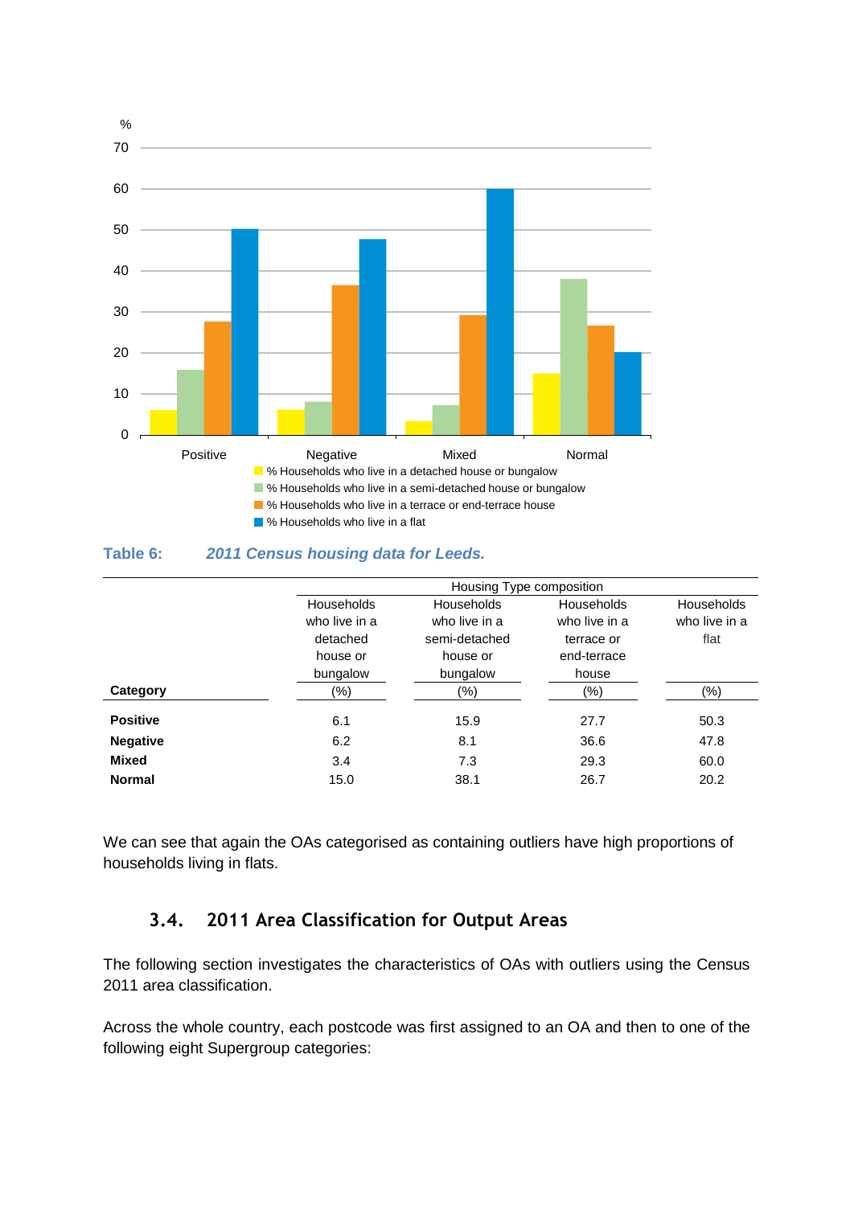**Table 6:** ***2011 Census housing data for Leeds.***

| Category | Households who live in a detached house or bungalow (%) | Households who live in a semi-detached house or bungalow (%) | Households who live in a terrace or end-terrace house (%) | Households who live in a flat (%) |
|---|---|---|---|---|
| | Housing Type composition | | | |
| **Positive** | 6.1 | 15.9 | 27.7 | 50.3 |
| **Negative** | 6.2 | 8.1 | 36.6 | 47.8 |
| **Mixed** | 3.4 | 7.3 | 29.3 | 60.0 |
| **Normal** | 15.0 | 38.1 | 26.7 | 20.2 |

We can see that again the OAs categorised as containing outliers have high proportions of households living in flats.

## 3.4. 2011 Area Classification for Output Areas

The following section investigates the characteristics of OAs with outliers using the Census 2011 area classification.

Across the whole country, each postcode was first assigned to an OA and then to one of the following eight Supergroup categories: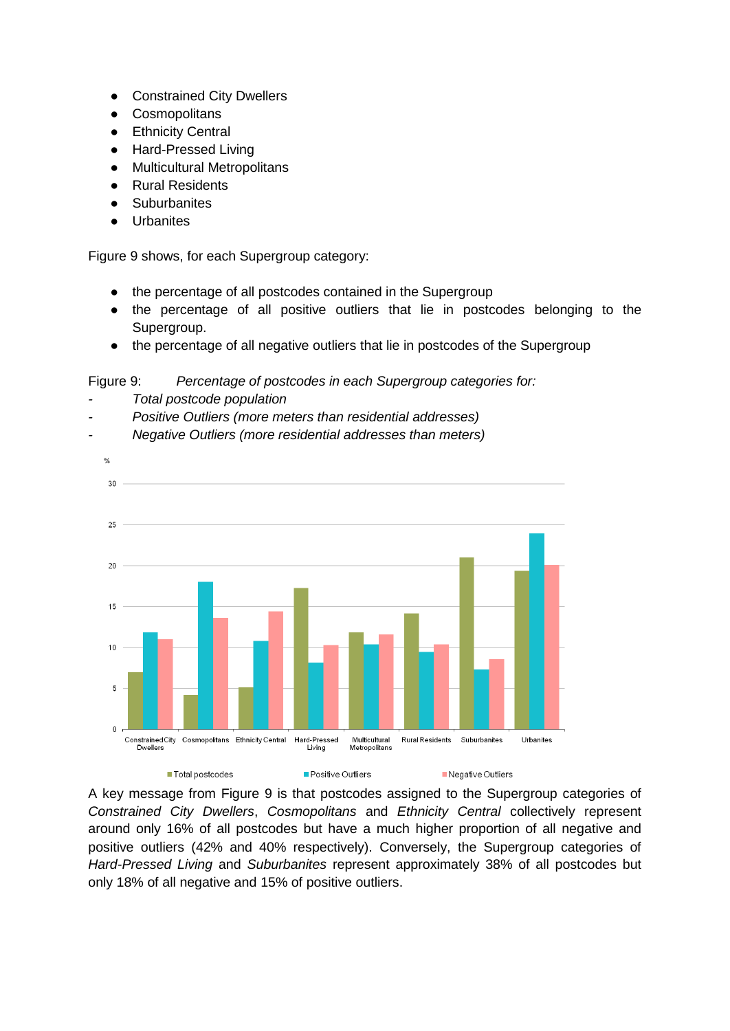- Constrained City Dwellers
- Cosmopolitans
- Ethnicity Central
- Hard-Pressed Living
- Multicultural Metropolitans
- Rural Residents
- Suburbanites
- Urbanites

Figure 9 shows, for each Supergroup category:

- the percentage of all postcodes contained in the Supergroup
- the percentage of all positive outliers that lie in postcodes belonging to the Supergroup.
- the percentage of all negative outliers that lie in postcodes of the Supergroup

Figure 9: *Percentage of postcodes in each Supergroup categories for:*

- *Total postcode population*
- *Positive Outliers (more meters than residential addresses)*
- *Negative Outliers (more residential addresses than meters)*

A key message from Figure 9 is that postcodes assigned to the Supergroup categories of *Constrained City Dwellers*, *Cosmopolitans* and *Ethnicity Central* collectively represent around only 16% of all postcodes but have a much higher proportion of all negative and positive outliers (42% and 40% respectively). Conversely, the Supergroup categories of *Hard-Pressed Living* and *Suburbanites* represent approximately 38% of all postcodes but only 18% of all negative and 15% of positive outliers.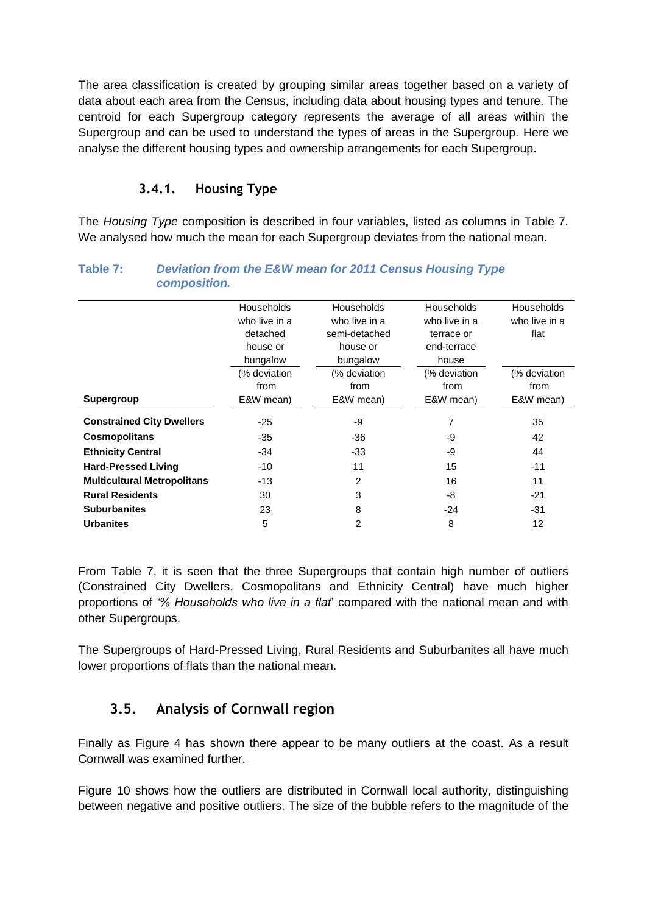The area classification is created by grouping similar areas together based on a variety of data about each area from the Census, including data about housing types and tenure. The centroid for each Supergroup category represents the average of all areas within the Supergroup and can be used to understand the types of areas in the Supergroup. Here we analyse the different housing types and ownership arrangements for each Supergroup.

### 3.4.1. Housing Type

The *Housing Type* composition is described in four variables, listed as columns in Table 7. We analysed how much the mean for each Supergroup deviates from the national mean.

**Table 7:** ***Deviation from the E&W mean for 2011 Census Housing Type composition.***

| Supergroup | Households who live in a detached house or bungalow (% deviation from E&W mean) | Households who live in a semi-detached house or bungalow (% deviation from E&W mean) | Households who live in a terrace or end-terrace house (% deviation from E&W mean) | Households who live in a flat (% deviation from E&W mean) |
|---|---|---|---|---|
| **Constrained City Dwellers** | -25 | -9 | 7 | 35 |
| **Cosmopolitans** | -35 | -36 | -9 | 42 |
| **Ethnicity Central** | -34 | -33 | -9 | 44 |
| **Hard-Pressed Living** | -10 | 11 | 15 | -11 |
| **Multicultural Metropolitans** | -13 | 2 | 16 | 11 |
| **Rural Residents** | 30 | 3 | -8 | -21 |
| **Suburbanites** | 23 | 8 | -24 | -31 |
| **Urbanites** | 5 | 2 | 8 | 12 |

From Table 7, it is seen that the three Supergroups that contain high number of outliers (Constrained City Dwellers, Cosmopolitans and Ethnicity Central) have much higher proportions of *'% Households who live in a flat*' compared with the national mean and with other Supergroups.

The Supergroups of Hard-Pressed Living, Rural Residents and Suburbanites all have much lower proportions of flats than the national mean.

## 3.5. Analysis of Cornwall region

Finally as Figure 4 has shown there appear to be many outliers at the coast. As a result Cornwall was examined further.

Figure 10 shows how the outliers are distributed in Cornwall local authority, distinguishing between negative and positive outliers. The size of the bubble refers to the magnitude of the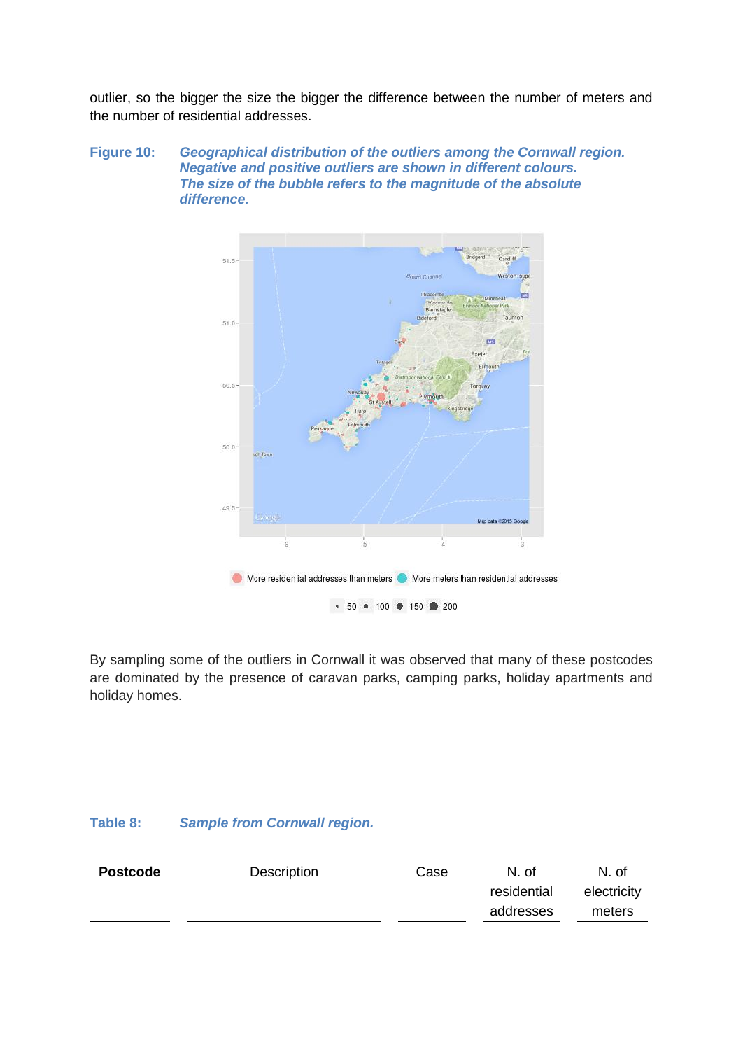outlier, so the bigger the size the bigger the difference between the number of meters and the number of residential addresses.

**Figure 10:** ***Geographical distribution of the outliers among the Cornwall region. Negative and positive outliers are shown in different colours. The size of the bubble refers to the magnitude of the absolute difference.***

By sampling some of the outliers in Cornwall it was observed that many of these postcodes are dominated by the presence of caravan parks, camping parks, holiday apartments and holiday homes.

**Table 8:** ***Sample from Cornwall region.***

| **Postcode** | Description | Case | N. of residential addresses | N. of electricity meters |
|---|---|---|---|---|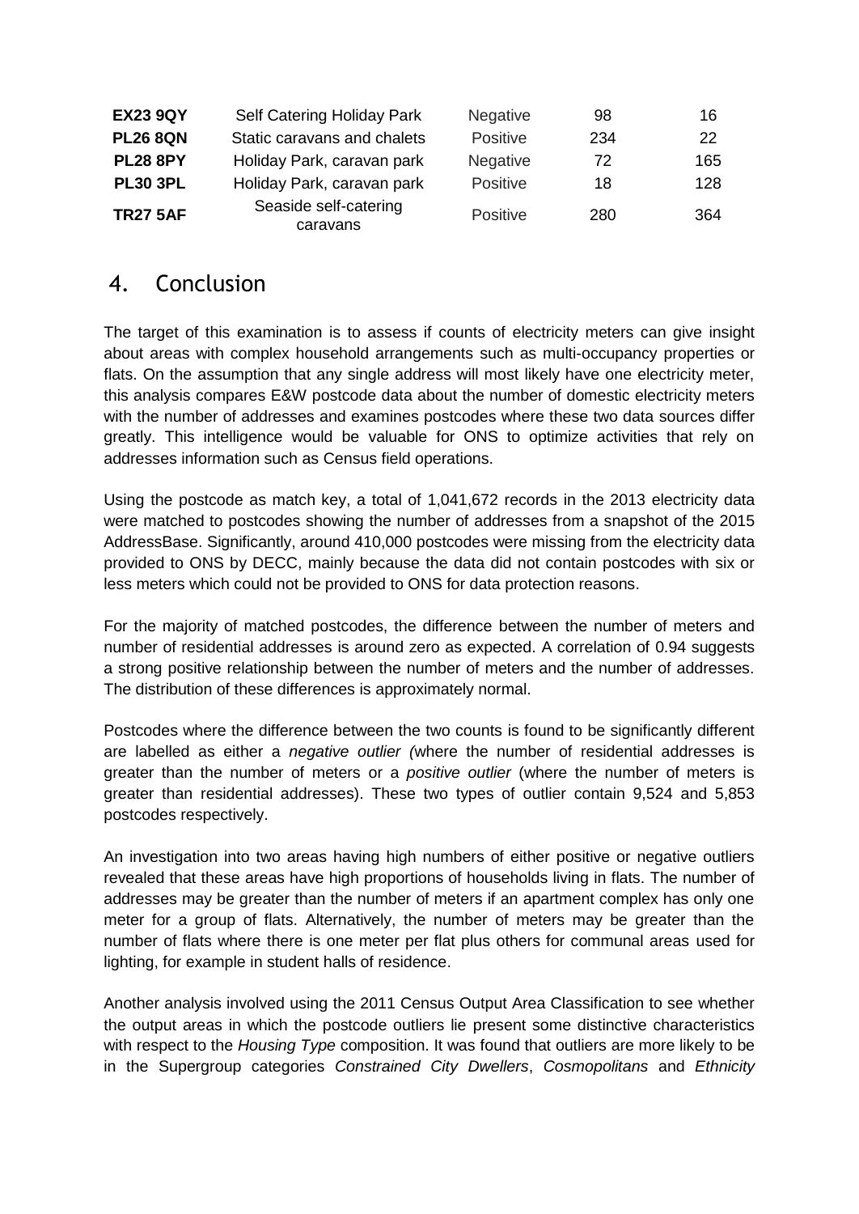| | | | | |
|---|---|---|---|---|
| **EX23 9QY** | Self Catering Holiday Park | Negative | 98 | 16 |
| **PL26 8QN** | Static caravans and chalets | Positive | 234 | 22 |
| **PL28 8PY** | Holiday Park, caravan park | Negative | 72 | 165 |
| **PL30 3PL** | Holiday Park, caravan park | Positive | 18 | 128 |
| **TR27 5AF** | Seaside self-catering caravans | Positive | 280 | 364 |

## 4. Conclusion

The target of this examination is to assess if counts of electricity meters can give insight about areas with complex household arrangements such as multi-occupancy properties or flats. On the assumption that any single address will most likely have one electricity meter, this analysis compares E&W postcode data about the number of domestic electricity meters with the number of addresses and examines postcodes where these two data sources differ greatly. This intelligence would be valuable for ONS to optimize activities that rely on addresses information such as Census field operations.

Using the postcode as match key, a total of 1,041,672 records in the 2013 electricity data were matched to postcodes showing the number of addresses from a snapshot of the 2015 AddressBase. Significantly, around 410,000 postcodes were missing from the electricity data provided to ONS by DECC, mainly because the data did not contain postcodes with six or less meters which could not be provided to ONS for data protection reasons.

For the majority of matched postcodes, the difference between the number of meters and number of residential addresses is around zero as expected. A correlation of 0.94 suggests a strong positive relationship between the number of meters and the number of addresses. The distribution of these differences is approximately normal.

Postcodes where the difference between the two counts is found to be significantly different are labelled as either a *negative outlier (*where the number of residential addresses is greater than the number of meters or a *positive outlier* (where the number of meters is greater than residential addresses). These two types of outlier contain 9,524 and 5,853 postcodes respectively.

An investigation into two areas having high numbers of either positive or negative outliers revealed that these areas have high proportions of households living in flats. The number of addresses may be greater than the number of meters if an apartment complex has only one meter for a group of flats. Alternatively, the number of meters may be greater than the number of flats where there is one meter per flat plus others for communal areas used for lighting, for example in student halls of residence.

Another analysis involved using the 2011 Census Output Area Classification to see whether the output areas in which the postcode outliers lie present some distinctive characteristics with respect to the *Housing Type* composition. It was found that outliers are more likely to be in the Supergroup categories *Constrained City Dwellers*, *Cosmopolitans* and *Ethnicity*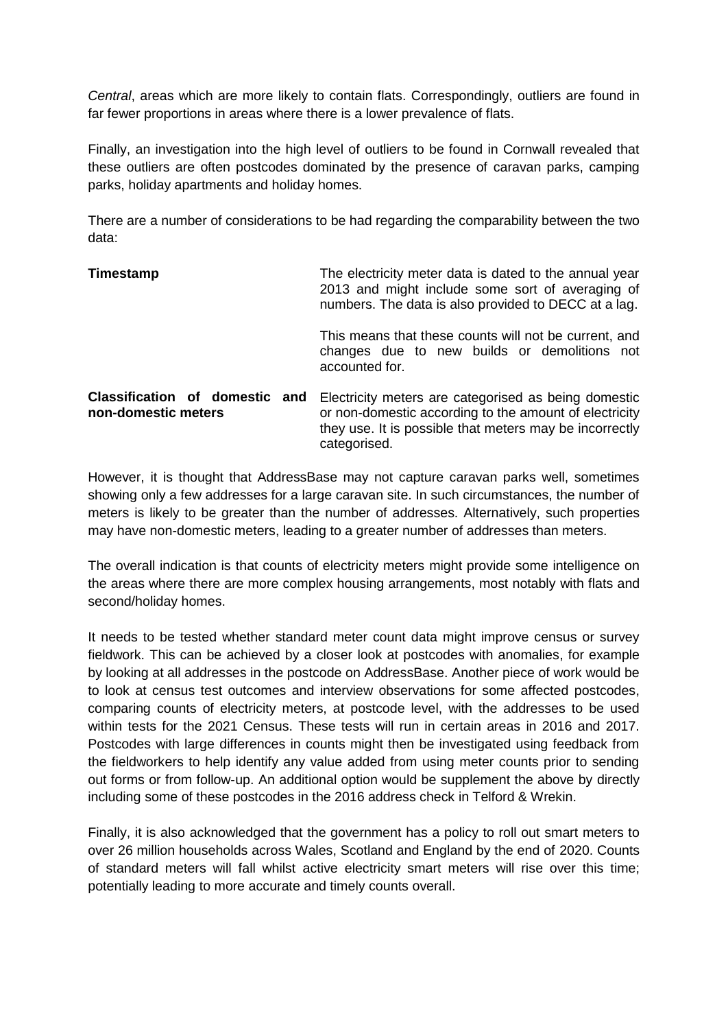*Central*, areas which are more likely to contain flats. Correspondingly, outliers are found in far fewer proportions in areas where there is a lower prevalence of flats.

Finally, an investigation into the high level of outliers to be found in Cornwall revealed that these outliers are often postcodes dominated by the presence of caravan parks, camping parks, holiday apartments and holiday homes.

There are a number of considerations to be had regarding the comparability between the two data:

| | |
|---|---|
| **Timestamp** | The electricity meter data is dated to the annual year 2013 and might include some sort of averaging of numbers. The data is also provided to DECC at a lag.<br><br>This means that these counts will not be current, and changes due to new builds or demolitions not accounted for. |
| **Classification of domestic and non-domestic meters** | Electricity meters are categorised as being domestic or non-domestic according to the amount of electricity they use. It is possible that meters may be incorrectly categorised. |

However, it is thought that AddressBase may not capture caravan parks well, sometimes showing only a few addresses for a large caravan site. In such circumstances, the number of meters is likely to be greater than the number of addresses. Alternatively, such properties may have non-domestic meters, leading to a greater number of addresses than meters.

The overall indication is that counts of electricity meters might provide some intelligence on the areas where there are more complex housing arrangements, most notably with flats and second/holiday homes.

It needs to be tested whether standard meter count data might improve census or survey fieldwork. This can be achieved by a closer look at postcodes with anomalies, for example by looking at all addresses in the postcode on AddressBase. Another piece of work would be to look at census test outcomes and interview observations for some affected postcodes, comparing counts of electricity meters, at postcode level, with the addresses to be used within tests for the 2021 Census. These tests will run in certain areas in 2016 and 2017. Postcodes with large differences in counts might then be investigated using feedback from the fieldworkers to help identify any value added from using meter counts prior to sending out forms or from follow-up. An additional option would be supplement the above by directly including some of these postcodes in the 2016 address check in Telford & Wrekin.

Finally, it is also acknowledged that the government has a policy to roll out smart meters to over 26 million households across Wales, Scotland and England by the end of 2020. Counts of standard meters will fall whilst active electricity smart meters will rise over this time; potentially leading to more accurate and timely counts overall.